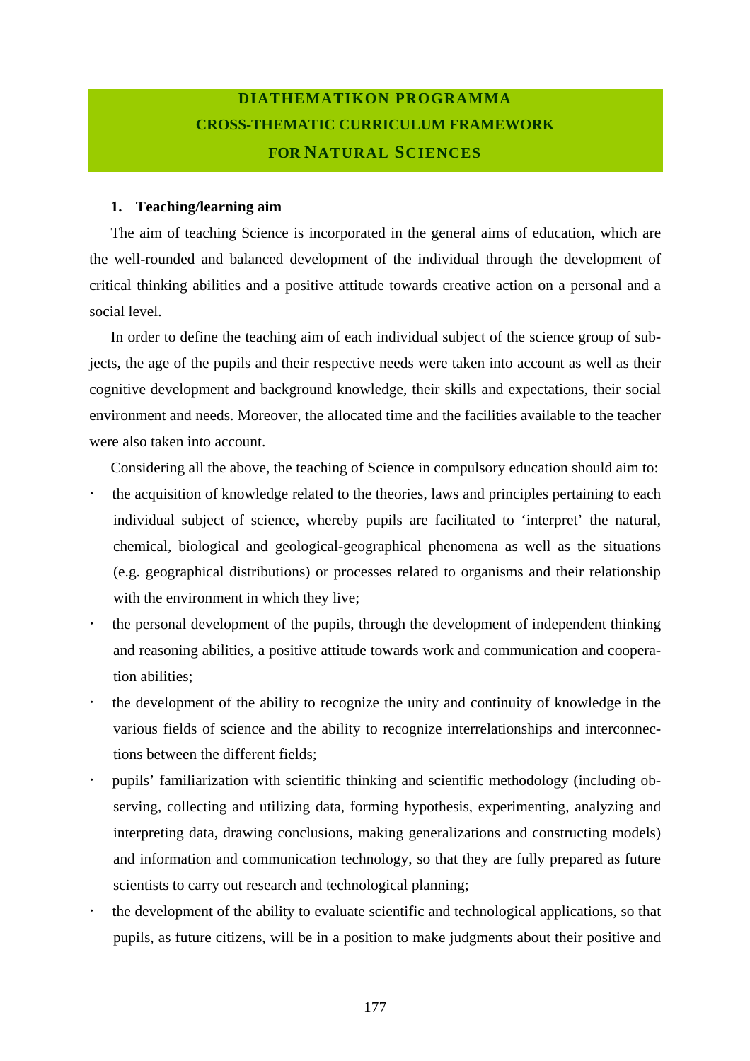# DIATHEMATIKON PROGRAMMA
# CROSS-THEMATIC CURRICULUM FRAMEWORK
# FOR NATURAL SCIENCES

## 1. Teaching/learning aim

The aim of teaching Science is incorporated in the general aims of education, which are the well-rounded and balanced development of the individual through the development of critical thinking abilities and a positive attitude towards creative action on a personal and a social level.

In order to define the teaching aim of each individual subject of the science group of subjects, the age of the pupils and their respective needs were taken into account as well as their cognitive development and background knowledge, their skills and expectations, their social environment and needs. Moreover, the allocated time and the facilities available to the teacher were also taken into account.

Considering all the above, the teaching of Science in compulsory education should aim to:

- the acquisition of knowledge related to the theories, laws and principles pertaining to each individual subject of science, whereby pupils are facilitated to 'interpret' the natural, chemical, biological and geological-geographical phenomena as well as the situations (e.g. geographical distributions) or processes related to organisms and their relationship with the environment in which they live;
- the personal development of the pupils, through the development of independent thinking and reasoning abilities, a positive attitude towards work and communication and cooperation abilities;
- the development of the ability to recognize the unity and continuity of knowledge in the various fields of science and the ability to recognize interrelationships and interconnections between the different fields;
- pupils' familiarization with scientific thinking and scientific methodology (including observing, collecting and utilizing data, forming hypothesis, experimenting, analyzing and interpreting data, drawing conclusions, making generalizations and constructing models) and information and communication technology, so that they are fully prepared as future scientists to carry out research and technological planning;
- the development of the ability to evaluate scientific and technological applications, so that pupils, as future citizens, will be in a position to make judgments about their positive and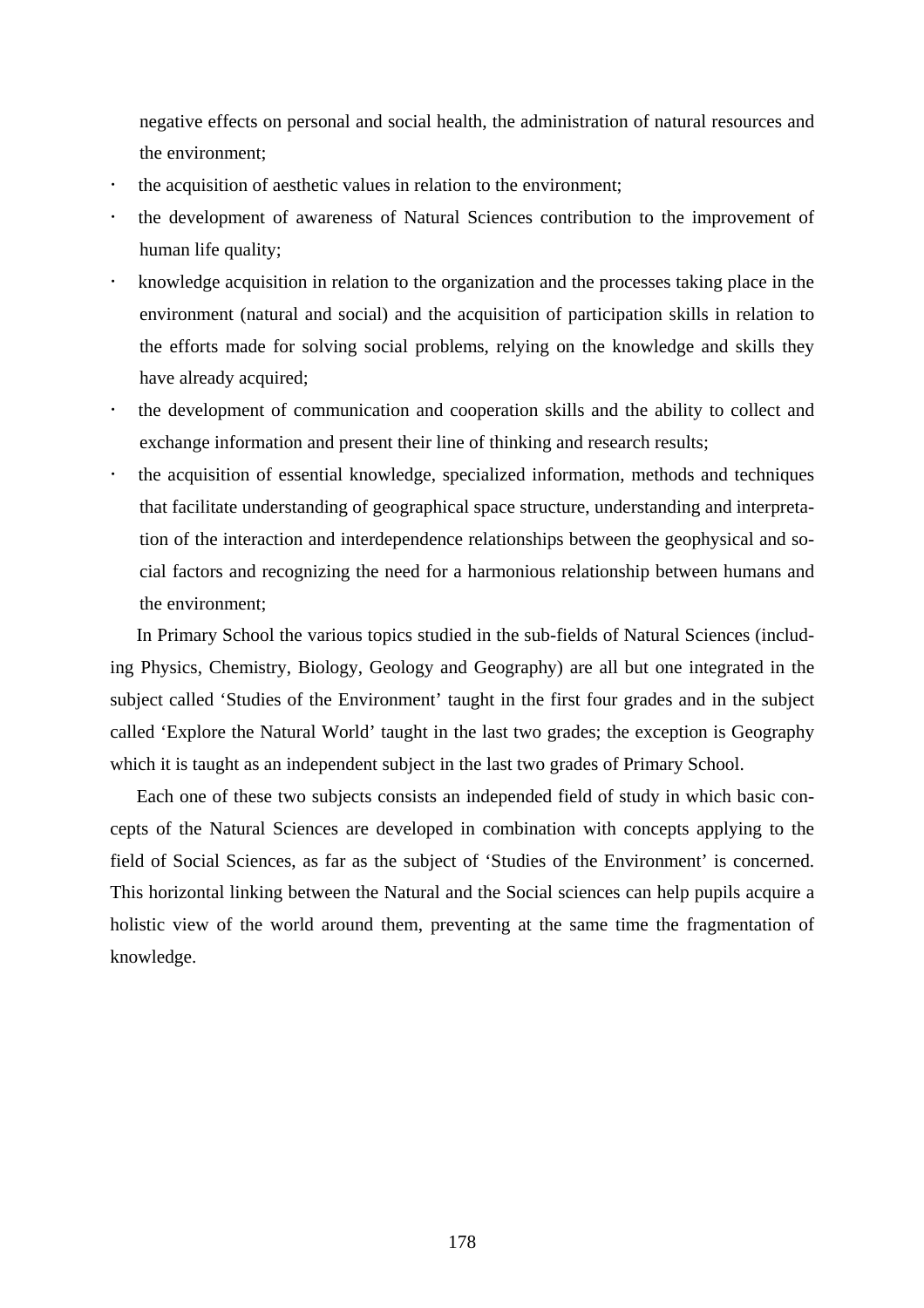negative effects on personal and social health, the administration of natural resources and the environment;

- the acquisition of aesthetic values in relation to the environment;
- the development of awareness of Natural Sciences contribution to the improvement of human life quality;
- knowledge acquisition in relation to the organization and the processes taking place in the environment (natural and social) and the acquisition of participation skills in relation to the efforts made for solving social problems, relying on the knowledge and skills they have already acquired;
- the development of communication and cooperation skills and the ability to collect and exchange information and present their line of thinking and research results;
- the acquisition of essential knowledge, specialized information, methods and techniques that facilitate understanding of geographical space structure, understanding and interpretation of the interaction and interdependence relationships between the geophysical and social factors and recognizing the need for a harmonious relationship between humans and the environment;

In Primary School the various topics studied in the sub-fields of Natural Sciences (including Physics, Chemistry, Biology, Geology and Geography) are all but one integrated in the subject called 'Studies of the Environment' taught in the first four grades and in the subject called 'Explore the Natural World' taught in the last two grades; the exception is Geography which it is taught as an independent subject in the last two grades of Primary School.

Each one of these two subjects consists an independed field of study in which basic concepts of the Natural Sciences are developed in combination with concepts applying to the field of Social Sciences, as far as the subject of 'Studies of the Environment' is concerned. This horizontal linking between the Natural and the Social sciences can help pupils acquire a holistic view of the world around them, preventing at the same time the fragmentation of knowledge.